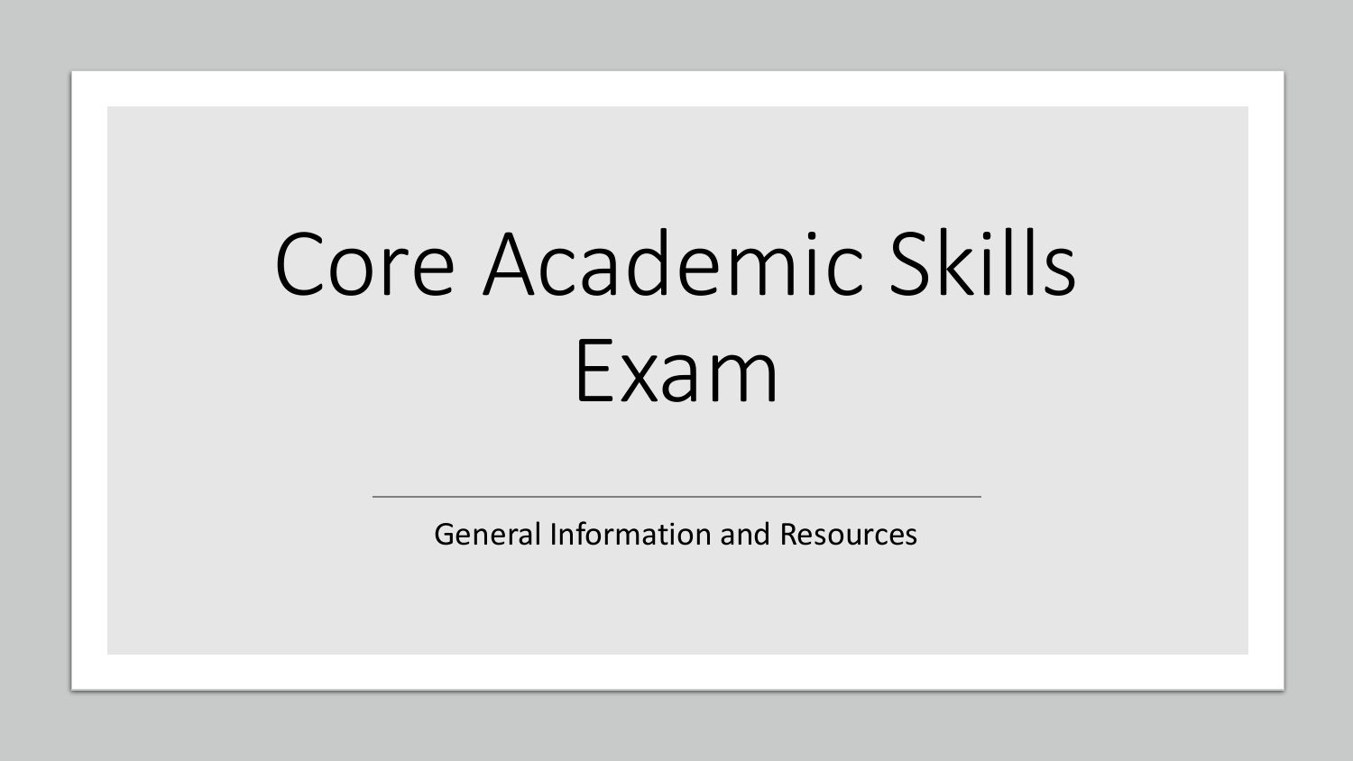# Core Academic Skills Exam

General Information and Resources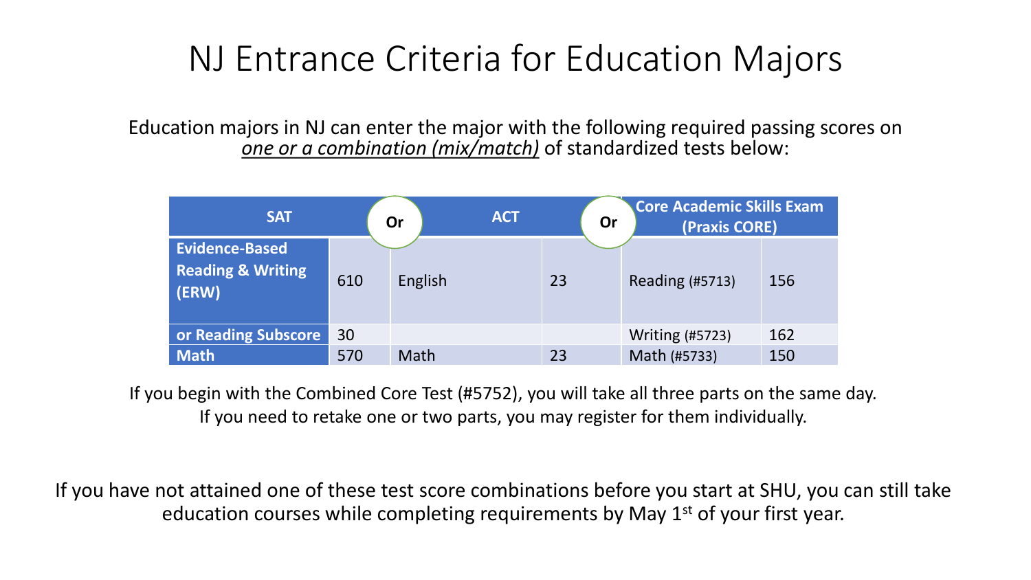# NJ Entrance Criteria for Education Majors

Education majors in NJ can enter the major with the following required passing scores on *one or a combination (mix/match)* of standardized tests below:

| SAT | | Or ACT | | Or Core Academic Skills Exam (Praxis CORE) | |
|---|---|---|---|---|---|
| **Evidence-Based Reading & Writing (ERW)** | 610 | English | 23 | Reading (#5713) | 156 |
| **or Reading Subscore** | 30 | | | Writing (#5723) | 162 |
| **Math** | 570 | Math | 23 | Math (#5733) | 150 |

If you begin with the Combined Core Test (#5752), you will take all three parts on the same day. If you need to retake one or two parts, you may register for them individually.

If you have not attained one of these test score combinations before you start at SHU, you can still take education courses while completing requirements by May 1st of your first year.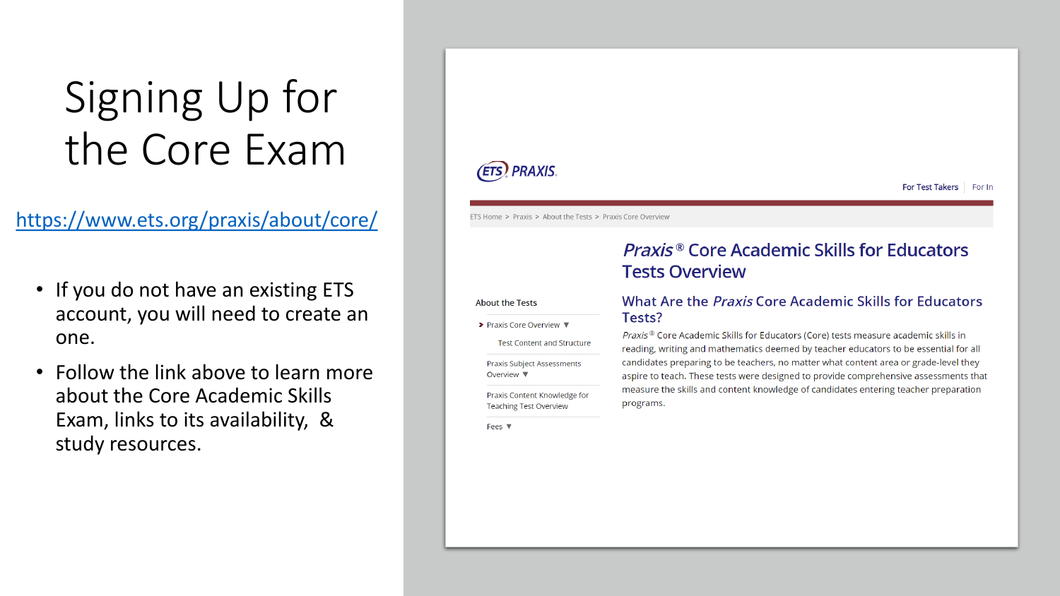# Signing Up for the Core Exam

https://www.ets.org/praxis/about/core/

- If you do not have an existing ETS account, you will need to create an one.
- Follow the link above to learn more about the Core Academic Skills Exam, links to its availability, & study resources.

ETS PRAXIS

For Test Takers | For In

ETS Home > Praxis > About the Tests > Praxis Core Overview

About the Tests

- Praxis Core Overview ▼
  - Test Content and Structure
- Praxis Subject Assessments Overview ▼
- Praxis Content Knowledge for Teaching Test Overview
- Fees ▼

## *Praxis* ® Core Academic Skills for Educators Tests Overview

### What Are the *Praxis* Core Academic Skills for Educators Tests?

*Praxis* ® Core Academic Skills for Educators (Core) tests measure academic skills in reading, writing and mathematics deemed by teacher educators to be essential for all candidates preparing to be teachers, no matter what content area or grade-level they aspire to teach. These tests were designed to provide comprehensive assessments that measure the skills and content knowledge of candidates entering teacher preparation programs.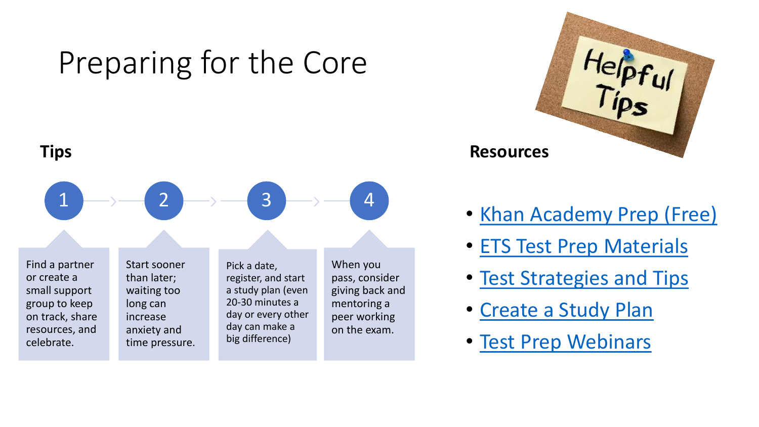# Preparing for the Core

## Tips

1. Find a partner or create a small support group to keep on track, share resources, and celebrate.
2. Start sooner than later; waiting too long can increase anxiety and time pressure.
3. Pick a date, register, and start a study plan (even 20-30 minutes a day or every other day can make a big difference)
4. When you pass, consider giving back and mentoring a peer working on the exam.

## Resources

- Khan Academy Prep (Free)
- ETS Test Prep Materials
- Test Strategies and Tips
- Create a Study Plan
- Test Prep Webinars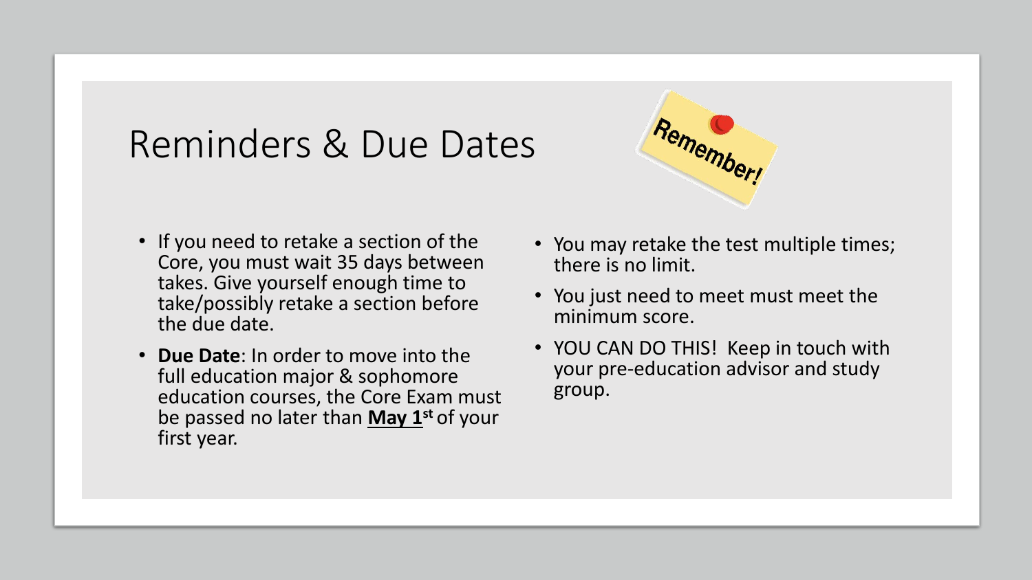# Reminders & Due Dates

Remember!

- If you need to retake a section of the Core, you must wait 35 days between takes. Give yourself enough time to take/possibly retake a section before the due date.
- **Due Date**: In order to move into the full education major & sophomore education courses, the Core Exam must be passed no later than **May 1st** of your first year.
- You may retake the test multiple times; there is no limit.
- You just need to meet must meet the minimum score.
- YOU CAN DO THIS! Keep in touch with your pre-education advisor and study group.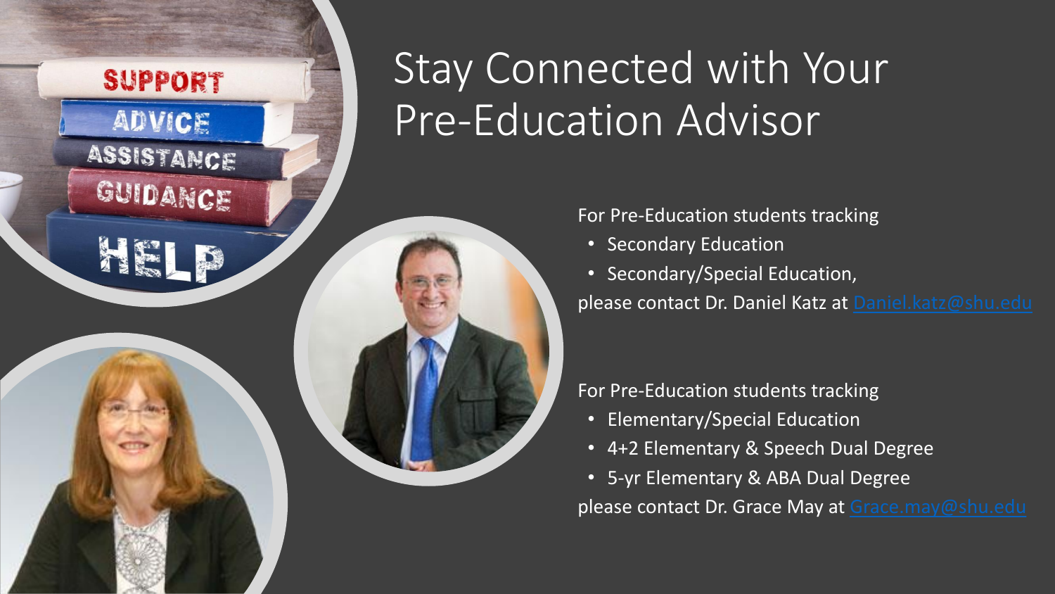# Stay Connected with Your Pre-Education Advisor

For Pre-Education students tracking

- Secondary Education
- Secondary/Special Education,

please contact Dr. Daniel Katz at Daniel.katz@shu.edu

For Pre-Education students tracking

- Elementary/Special Education
- 4+2 Elementary & Speech Dual Degree
- 5-yr Elementary & ABA Dual Degree

please contact Dr. Grace May at Grace.may@shu.edu